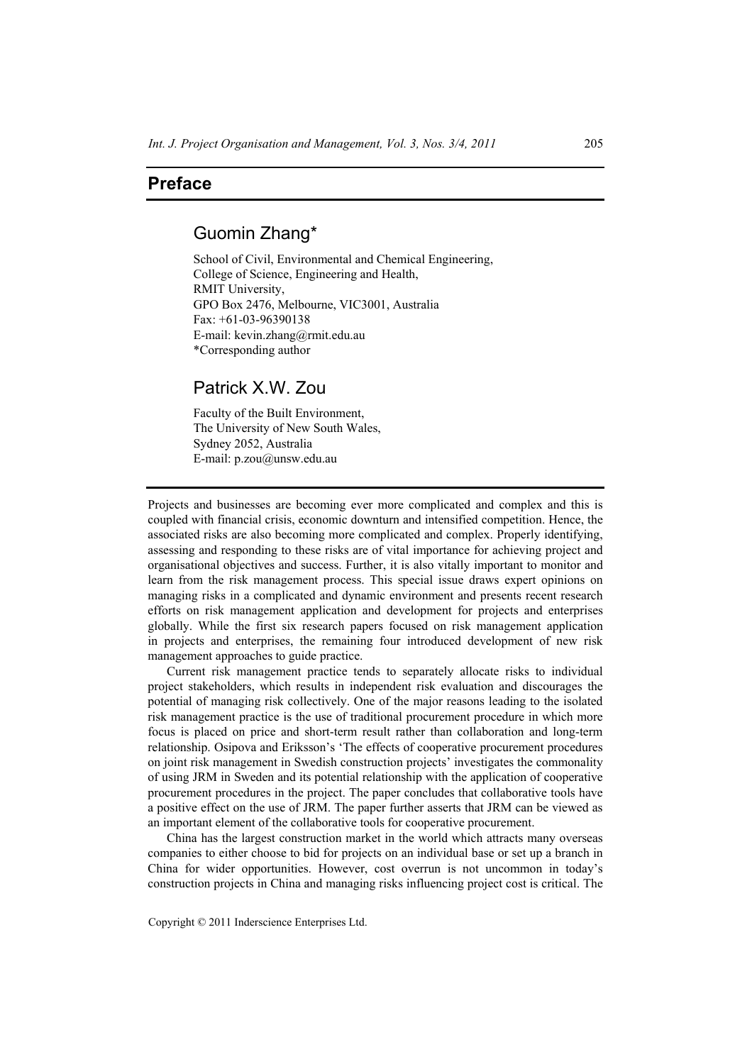# Preface

## Guomin Zhang*

School of Civil, Environmental and Chemical Engineering,
College of Science, Engineering and Health,
RMIT University,
GPO Box 2476, Melbourne, VIC3001, Australia
Fax: +61-03-96390138
E-mail: kevin.zhang@rmit.edu.au
*Corresponding author

## Patrick X.W. Zou

Faculty of the Built Environment,
The University of New South Wales,
Sydney 2052, Australia
E-mail: p.zou@unsw.edu.au

Projects and businesses are becoming ever more complicated and complex and this is coupled with financial crisis, economic downturn and intensified competition. Hence, the associated risks are also becoming more complicated and complex. Properly identifying, assessing and responding to these risks are of vital importance for achieving project and organisational objectives and success. Further, it is also vitally important to monitor and learn from the risk management process. This special issue draws expert opinions on managing risks in a complicated and dynamic environment and presents recent research efforts on risk management application and development for projects and enterprises globally. While the first six research papers focused on risk management application in projects and enterprises, the remaining four introduced development of new risk management approaches to guide practice.

Current risk management practice tends to separately allocate risks to individual project stakeholders, which results in independent risk evaluation and discourages the potential of managing risk collectively. One of the major reasons leading to the isolated risk management practice is the use of traditional procurement procedure in which more focus is placed on price and short-term result rather than collaboration and long-term relationship. Osipova and Eriksson's 'The effects of cooperative procurement procedures on joint risk management in Swedish construction projects' investigates the commonality of using JRM in Sweden and its potential relationship with the application of cooperative procurement procedures in the project. The paper concludes that collaborative tools have a positive effect on the use of JRM. The paper further asserts that JRM can be viewed as an important element of the collaborative tools for cooperative procurement.

China has the largest construction market in the world which attracts many overseas companies to either choose to bid for projects on an individual base or set up a branch in China for wider opportunities. However, cost overrun is not uncommon in today's construction projects in China and managing risks influencing project cost is critical. The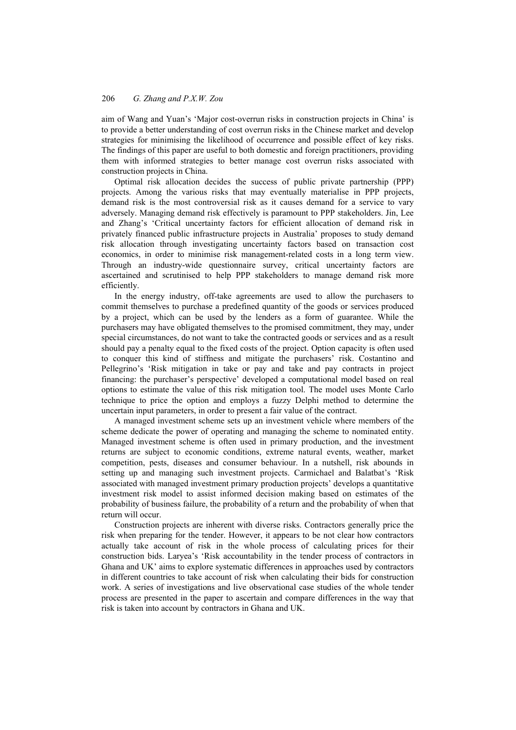aim of Wang and Yuan's 'Major cost-overrun risks in construction projects in China' is to provide a better understanding of cost overrun risks in the Chinese market and develop strategies for minimising the likelihood of occurrence and possible effect of key risks. The findings of this paper are useful to both domestic and foreign practitioners, providing them with informed strategies to better manage cost overrun risks associated with construction projects in China.

Optimal risk allocation decides the success of public private partnership (PPP) projects. Among the various risks that may eventually materialise in PPP projects, demand risk is the most controversial risk as it causes demand for a service to vary adversely. Managing demand risk effectively is paramount to PPP stakeholders. Jin, Lee and Zhang's 'Critical uncertainty factors for efficient allocation of demand risk in privately financed public infrastructure projects in Australia' proposes to study demand risk allocation through investigating uncertainty factors based on transaction cost economics, in order to minimise risk management-related costs in a long term view. Through an industry-wide questionnaire survey, critical uncertainty factors are ascertained and scrutinised to help PPP stakeholders to manage demand risk more efficiently.

In the energy industry, off-take agreements are used to allow the purchasers to commit themselves to purchase a predefined quantity of the goods or services produced by a project, which can be used by the lenders as a form of guarantee. While the purchasers may have obligated themselves to the promised commitment, they may, under special circumstances, do not want to take the contracted goods or services and as a result should pay a penalty equal to the fixed costs of the project. Option capacity is often used to conquer this kind of stiffness and mitigate the purchasers' risk. Costantino and Pellegrino's 'Risk mitigation in take or pay and take and pay contracts in project financing: the purchaser's perspective' developed a computational model based on real options to estimate the value of this risk mitigation tool. The model uses Monte Carlo technique to price the option and employs a fuzzy Delphi method to determine the uncertain input parameters, in order to present a fair value of the contract.

A managed investment scheme sets up an investment vehicle where members of the scheme dedicate the power of operating and managing the scheme to nominated entity. Managed investment scheme is often used in primary production, and the investment returns are subject to economic conditions, extreme natural events, weather, market competition, pests, diseases and consumer behaviour. In a nutshell, risk abounds in setting up and managing such investment projects. Carmichael and Balatbat's 'Risk associated with managed investment primary production projects' develops a quantitative investment risk model to assist informed decision making based on estimates of the probability of business failure, the probability of a return and the probability of when that return will occur.

Construction projects are inherent with diverse risks. Contractors generally price the risk when preparing for the tender. However, it appears to be not clear how contractors actually take account of risk in the whole process of calculating prices for their construction bids. Laryea's 'Risk accountability in the tender process of contractors in Ghana and UK' aims to explore systematic differences in approaches used by contractors in different countries to take account of risk when calculating their bids for construction work. A series of investigations and live observational case studies of the whole tender process are presented in the paper to ascertain and compare differences in the way that risk is taken into account by contractors in Ghana and UK.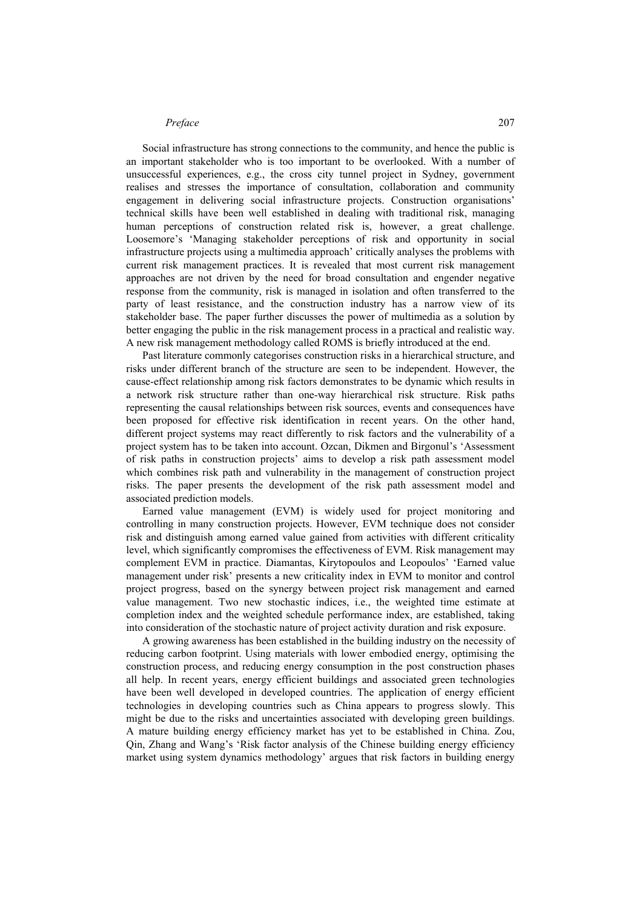Social infrastructure has strong connections to the community, and hence the public is an important stakeholder who is too important to be overlooked. With a number of unsuccessful experiences, e.g., the cross city tunnel project in Sydney, government realises and stresses the importance of consultation, collaboration and community engagement in delivering social infrastructure projects. Construction organisations' technical skills have been well established in dealing with traditional risk, managing human perceptions of construction related risk is, however, a great challenge. Loosemore's 'Managing stakeholder perceptions of risk and opportunity in social infrastructure projects using a multimedia approach' critically analyses the problems with current risk management practices. It is revealed that most current risk management approaches are not driven by the need for broad consultation and engender negative response from the community, risk is managed in isolation and often transferred to the party of least resistance, and the construction industry has a narrow view of its stakeholder base. The paper further discusses the power of multimedia as a solution by better engaging the public in the risk management process in a practical and realistic way. A new risk management methodology called ROMS is briefly introduced at the end.

Past literature commonly categorises construction risks in a hierarchical structure, and risks under different branch of the structure are seen to be independent. However, the cause-effect relationship among risk factors demonstrates to be dynamic which results in a network risk structure rather than one-way hierarchical risk structure. Risk paths representing the causal relationships between risk sources, events and consequences have been proposed for effective risk identification in recent years. On the other hand, different project systems may react differently to risk factors and the vulnerability of a project system has to be taken into account. Ozcan, Dikmen and Birgonul's 'Assessment of risk paths in construction projects' aims to develop a risk path assessment model which combines risk path and vulnerability in the management of construction project risks. The paper presents the development of the risk path assessment model and associated prediction models.

Earned value management (EVM) is widely used for project monitoring and controlling in many construction projects. However, EVM technique does not consider risk and distinguish among earned value gained from activities with different criticality level, which significantly compromises the effectiveness of EVM. Risk management may complement EVM in practice. Diamantas, Kirytopoulos and Leopoulos' 'Earned value management under risk' presents a new criticality index in EVM to monitor and control project progress, based on the synergy between project risk management and earned value management. Two new stochastic indices, i.e., the weighted time estimate at completion index and the weighted schedule performance index, are established, taking into consideration of the stochastic nature of project activity duration and risk exposure.

A growing awareness has been established in the building industry on the necessity of reducing carbon footprint. Using materials with lower embodied energy, optimising the construction process, and reducing energy consumption in the post construction phases all help. In recent years, energy efficient buildings and associated green technologies have been well developed in developed countries. The application of energy efficient technologies in developing countries such as China appears to progress slowly. This might be due to the risks and uncertainties associated with developing green buildings. A mature building energy efficiency market has yet to be established in China. Zou, Qin, Zhang and Wang's 'Risk factor analysis of the Chinese building energy efficiency market using system dynamics methodology' argues that risk factors in building energy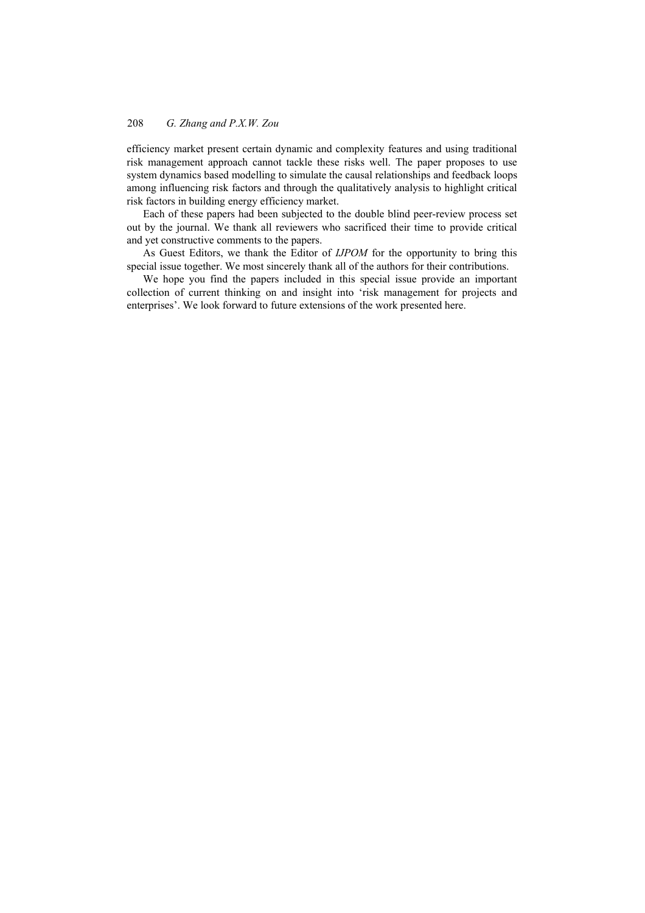efficiency market present certain dynamic and complexity features and using traditional risk management approach cannot tackle these risks well. The paper proposes to use system dynamics based modelling to simulate the causal relationships and feedback loops among influencing risk factors and through the qualitatively analysis to highlight critical risk factors in building energy efficiency market.

Each of these papers had been subjected to the double blind peer-review process set out by the journal. We thank all reviewers who sacrificed their time to provide critical and yet constructive comments to the papers.

As Guest Editors, we thank the Editor of *IJPOM* for the opportunity to bring this special issue together. We most sincerely thank all of the authors for their contributions.

We hope you find the papers included in this special issue provide an important collection of current thinking on and insight into 'risk management for projects and enterprises'. We look forward to future extensions of the work presented here.